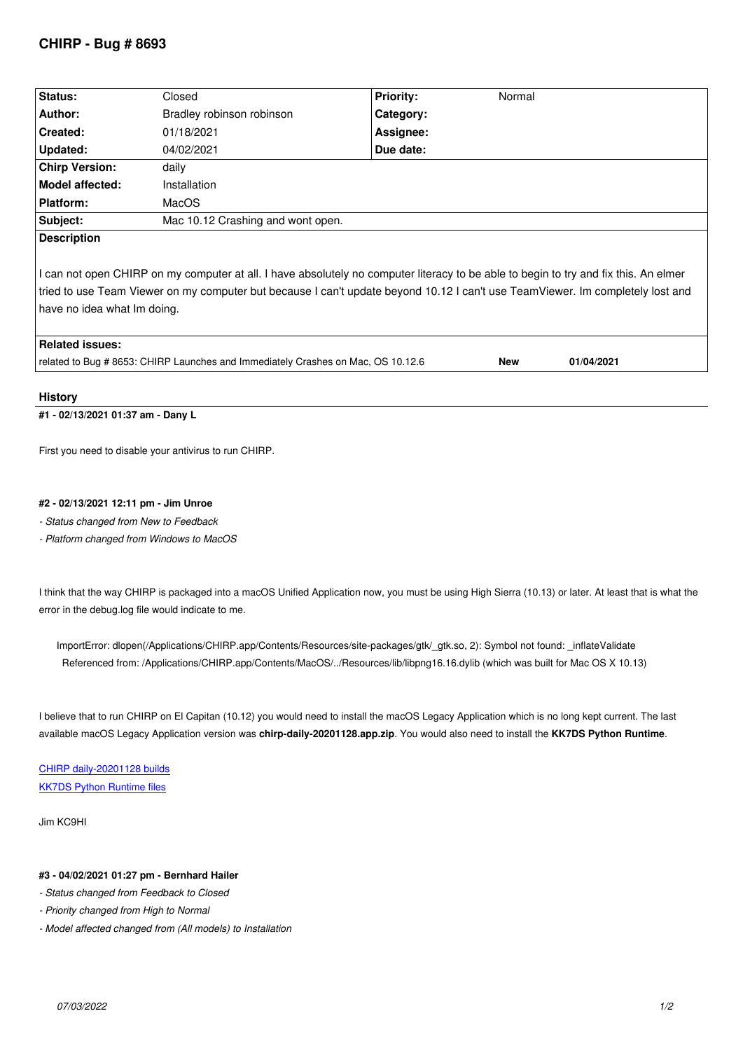# CHIRP - Bug # 8693

| Status: | Closed | Priority: | Normal |
|---|---|---|---|
| Author: | Bradley robinson robinson | Category: | |
| Created: | 01/18/2021 | Assignee: | |
| Updated: | 04/02/2021 | Due date: | |
| Chirp Version: | daily | | |
| Model affected: | Installation | | |
| Platform: | MacOS | | |
| Subject: | Mac 10.12 Crashing and wont open. | | |

**Description**

I can not open CHIRP on my computer at all. I have absolutely no computer literacy to be able to begin to try and fix this. An elmer tried to use Team Viewer on my computer but because I can't update beyond 10.12 I can't use TeamViewer. Im completely lost and have no idea what Im doing.

**Related issues:**

| | | |
|---|---|---|
| related to Bug # 8653: CHIRP Launches and Immediately Crashes on Mac, OS 10.12.6 | **New** | **01/04/2021** |

## History

### #1 - 02/13/2021 01:37 am - Dany L

First you need to disable your antivirus to run CHIRP.

### #2 - 02/13/2021 12:11 pm - Jim Unroe

*- Status changed from New to Feedback*

*- Platform changed from Windows to MacOS*

I think that the way CHIRP is packaged into a macOS Unified Application now, you must be using High Sierra (10.13) or later. At least that is what the error in the debug.log file would indicate to me.

```
ImportError: dlopen(/Applications/CHIRP.app/Contents/Resources/site-packages/gtk/_gtk.so, 2): Symbol not found: _inflateValidate
  Referenced from: /Applications/CHIRP.app/Contents/MacOS/../Resources/lib/libpng16.16.dylib (which was built for Mac OS X 10.13)
```

I believe that to run CHIRP on El Capitan (10.12) you would need to install the macOS Legacy Application which is no long kept current. The last available macOS Legacy Application version was **chirp-daily-20201128.app.zip**. You would also need to install the **KK7DS Python Runtime**.

[CHIRP daily-20201128 builds]
[KK7DS Python Runtime files]

Jim KC9HI

### #3 - 04/02/2021 01:27 pm - Bernhard Hailer

*- Status changed from Feedback to Closed*

*- Priority changed from High to Normal*

*- Model affected changed from (All models) to Installation*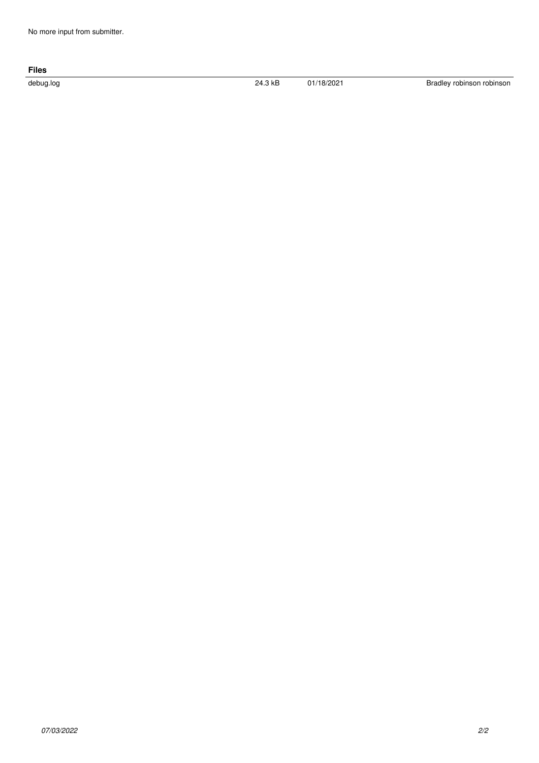No more input from submitter.

**Files**

| | | | |
|---|---|---|---|
| debug.log | 24.3 kB | 01/18/2021 | Bradley robinson robinson |